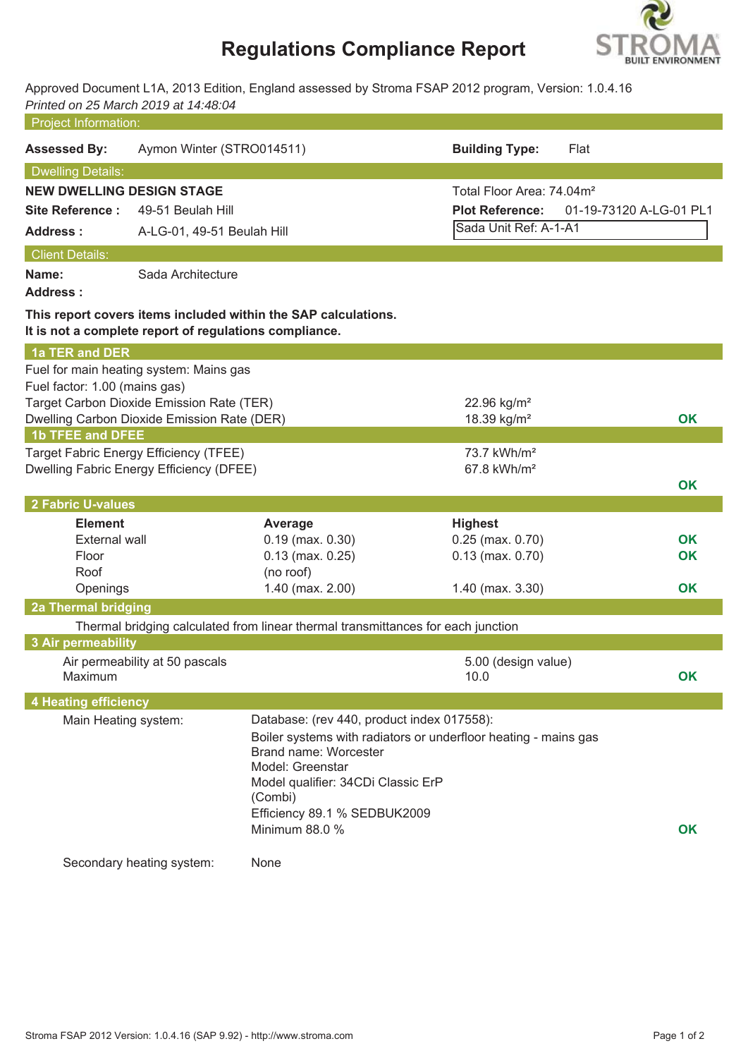# Regulations Compliance Report

Approved Document L1A, 2013 Edition, England assessed by Stroma FSAP 2012 program, Version: 1.0.4.16
*Printed on 25 March 2019 at 14:48:04*

## Project Information:

**Assessed By:** Aymon Winter (STRO014511)

**Building Type:** Flat

## Dwelling Details:

**NEW DWELLING DESIGN STAGE**

Total Floor Area: 74.04m²

**Site Reference :** 49-51 Beulah Hill

**Plot Reference:** 01-19-73120 A-LG-01 PL1

**Address :** A-LG-01, 49-51 Beulah Hill

Sada Unit Ref: A-1-A1

## Client Details:

**Name:** Sada Architecture

**Address :**

**This report covers items included within the SAP calculations.**
**It is not a complete report of regulations compliance.**

## 1a TER and DER

Fuel for main heating system: Mains gas
Fuel factor: 1.00 (mains gas)

| | | |
|---|---|---|
| Target Carbon Dioxide Emission Rate (TER) | 22.96 kg/m² | |
| Dwelling Carbon Dioxide Emission Rate (DER) | 18.39 kg/m² | **OK** |

## 1b TFEE and DFEE

| | | |
|---|---|---|
| Target Fabric Energy Efficiency (TFEE) | 73.7 kWh/m² | |
| Dwelling Fabric Energy Efficiency (DFEE) | 67.8 kWh/m² | |
| | | **OK** |

## 2 Fabric U-values

| Element | Average | Highest | |
|---|---|---|---|
| External wall | 0.19 (max. 0.30) | 0.25 (max. 0.70) | **OK** |
| Floor | 0.13 (max. 0.25) | 0.13 (max. 0.70) | **OK** |
| Roof | (no roof) | | |
| Openings | 1.40 (max. 2.00) | 1.40 (max. 3.30) | **OK** |

## 2a Thermal bridging

Thermal bridging calculated from linear thermal transmittances for each junction

## 3 Air permeability

| | | |
|---|---|---|
| Air permeability at 50 pascals | 5.00 (design value) | |
| Maximum | 10.0 | **OK** |

## 4 Heating efficiency

**Main Heating system:**

Database: (rev 440, product index 017558):
Boiler systems with radiators or underfloor heating - mains gas
Brand name: Worcester
Model: Greenstar
Model qualifier: 34CDi Classic ErP
(Combi)
Efficiency 89.1 % SEDBUK2009
Minimum 88.0 % — **OK**

**Secondary heating system:** None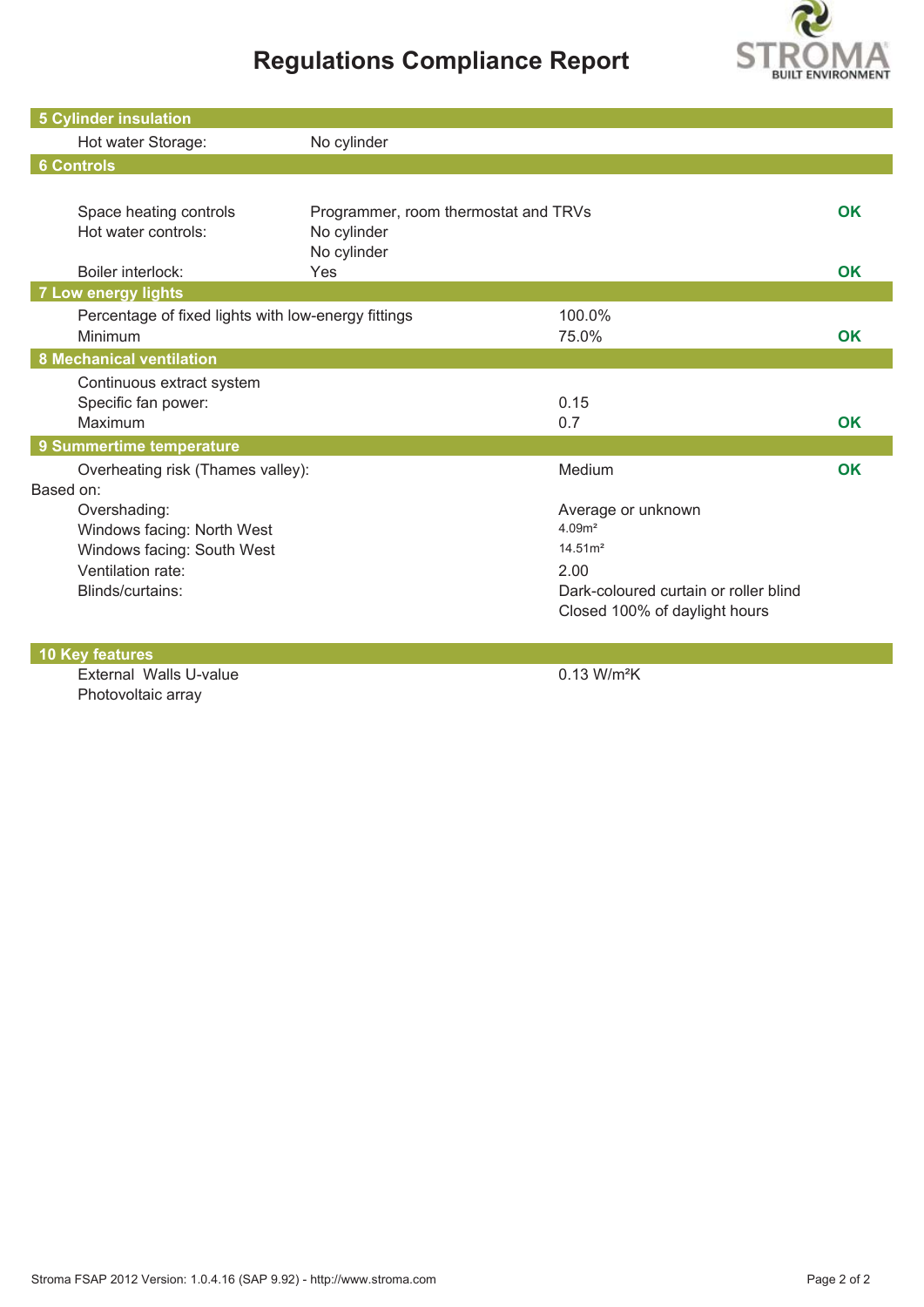# Regulations Compliance Report

## 5 Cylinder insulation

| | | |
|---|---|---|
| Hot water Storage: | No cylinder | |

## 6 Controls

| | | |
|---|---|---|
| Space heating controls | Programmer, room thermostat and TRVs | OK |
| Hot water controls: | No cylinder | |
| | No cylinder | |
| Boiler interlock: | Yes | OK |

## 7 Low energy lights

| | | |
|---|---|---|
| Percentage of fixed lights with low-energy fittings | 100.0% | |
| Minimum | 75.0% | OK |

## 8 Mechanical ventilation

| | | |
|---|---|---|
| Continuous extract system | | |
| Specific fan power: | 0.15 | |
| Maximum | 0.7 | OK |

## 9 Summertime temperature

| | | |
|---|---|---|
| Overheating risk (Thames valley): | Medium | OK |
| Based on: | | |
| Overshading: | Average or unknown | |
| Windows facing: North West | 4.09m² | |
| Windows facing: South West | 14.51m² | |
| Ventilation rate: | 2.00 | |
| Blinds/curtains: | Dark-coloured curtain or roller blind<br>Closed 100% of daylight hours | |

## 10 Key features

| | |
|---|---|
| External Walls U-value | 0.13 W/m²K |
| Photovoltaic array | |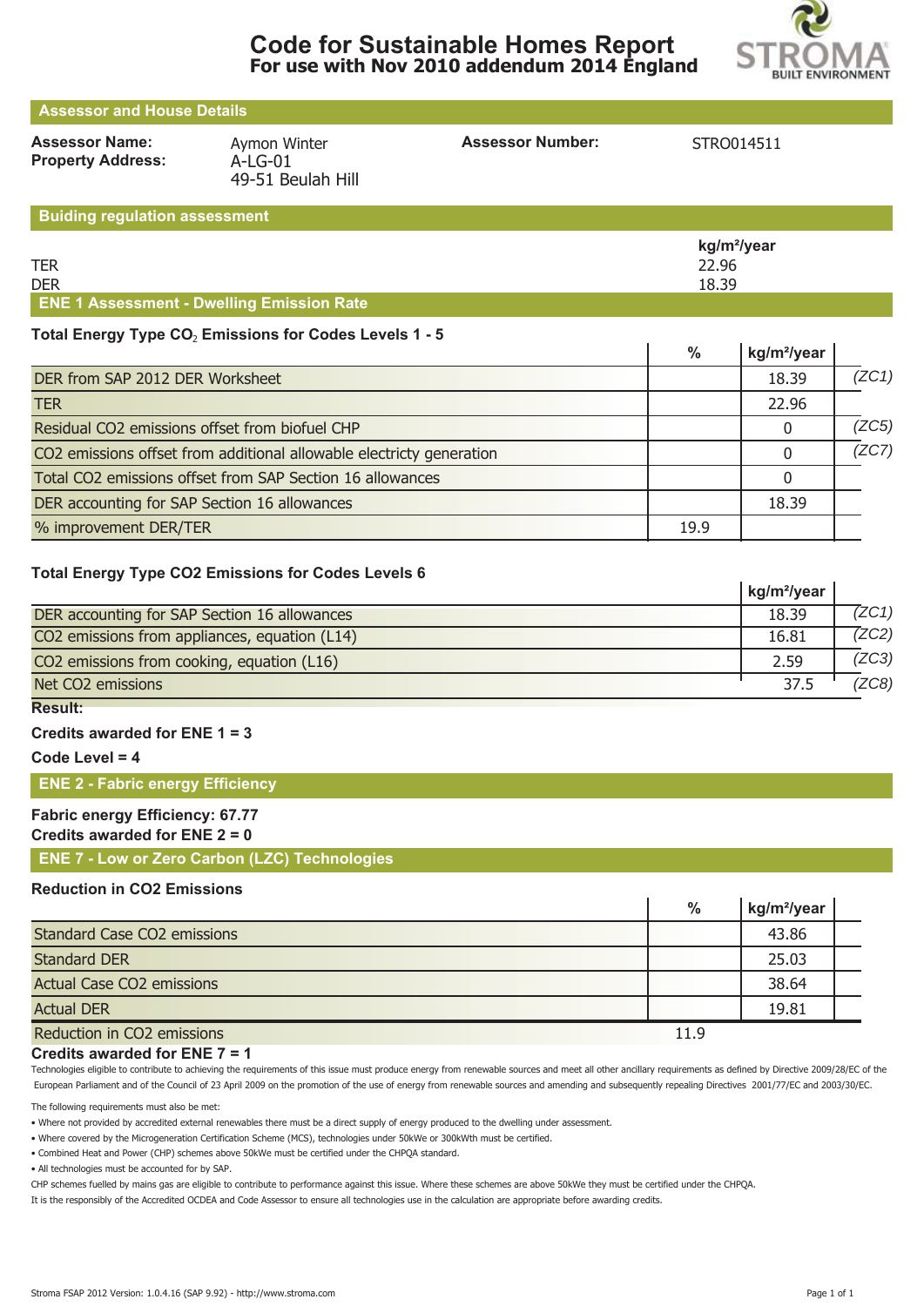# Code for Sustainable Homes Report
## For use with Nov 2010 addendum 2014 England

STROMA BUILT ENVIRONMENT

## Assessor and House Details

| | | | |
|---|---|---|---|
| **Assessor Name:** | Aymon Winter | **Assessor Number:** | STRO014511 |
| **Property Address:** | A-LG-01<br>49-51 Beulah Hill | | |

## Buiding regulation assessment

| | kg/m²/year |
|---|---|
| TER | 22.96 |
| DER | 18.39 |

## ENE 1 Assessment - Dwelling Emission Rate

**Total Energy Type $CO_2$ Emissions for Codes Levels 1 - 5**

| | % | kg/m²/year | |
|---|---|---|---|
| DER from SAP 2012 DER Worksheet | | 18.39 | *(ZC1)* |
| TER | | 22.96 | |
| Residual CO2 emissions offset from biofuel CHP | | 0 | *(ZC5)* |
| CO2 emissions offset from additional allowable electricty generation | | 0 | *(ZC7)* |
| Total CO2 emissions offset from SAP Section 16 allowances | | 0 | |
| DER accounting for SAP Section 16 allowances | | 18.39 | |
| % improvement DER/TER | 19.9 | | |

**Total Energy Type CO2 Emissions for Codes Levels 6**

| | kg/m²/year | |
|---|---|---|
| DER accounting for SAP Section 16 allowances | 18.39 | *(ZC1)* |
| CO2 emissions from appliances, equation (L14) | 16.81 | *(ZC2)* |
| CO2 emissions from cooking, equation (L16) | 2.59 | *(ZC3)* |
| Net CO2 emissions | 37.5 | *(ZC8)* |

**Result:**

**Credits awarded for ENE 1 = 3**

**Code Level = 4**

## ENE 2 - Fabric energy Efficiency

**Fabric energy Efficiency: 67.77**
**Credits awarded for ENE 2 = 0**

## ENE 7 - Low or Zero Carbon (LZC) Technologies

**Reduction in CO2 Emissions**

| | % | kg/m²/year |
|---|---|---|
| Standard Case CO2 emissions | | 43.86 |
| Standard DER | | 25.03 |
| Actual Case CO2 emissions | | 38.64 |
| Actual DER | | 19.81 |
| Reduction in CO2 emissions | 11.9 | |

**Credits awarded for ENE 7 = 1**

Technologies eligible to contribute to achieving the requirements of this issue must produce energy from renewable sources and meet all other ancillary requirements as defined by Directive 2009/28/EC of the European Parliament and of the Council of 23 April 2009 on the promotion of the use of energy from renewable sources and amending and subsequently repealing Directives 2001/77/EC and 2003/30/EC.

The following requirements must also be met:

- Where not provided by accredited external renewables there must be a direct supply of energy produced to the dwelling under assessment.
- Where covered by the Microgeneration Certification Scheme (MCS), technologies under 50kWe or 300kWth must be certified.
- Combined Heat and Power (CHP) schemes above 50kWe must be certified under the CHPQA standard.
- All technologies must be accounted for by SAP.

CHP schemes fuelled by mains gas are eligible to contribute to performance against this issue. Where these schemes are above 50kWe they must be certified under the CHPQA.
It is the responsibly of the Accredited OCDEA and Code Assessor to ensure all technologies use in the calculation are appropriate before awarding credits.

Stroma FSAP 2012 Version: 1.0.4.16 (SAP 9.92) - http://www.stroma.com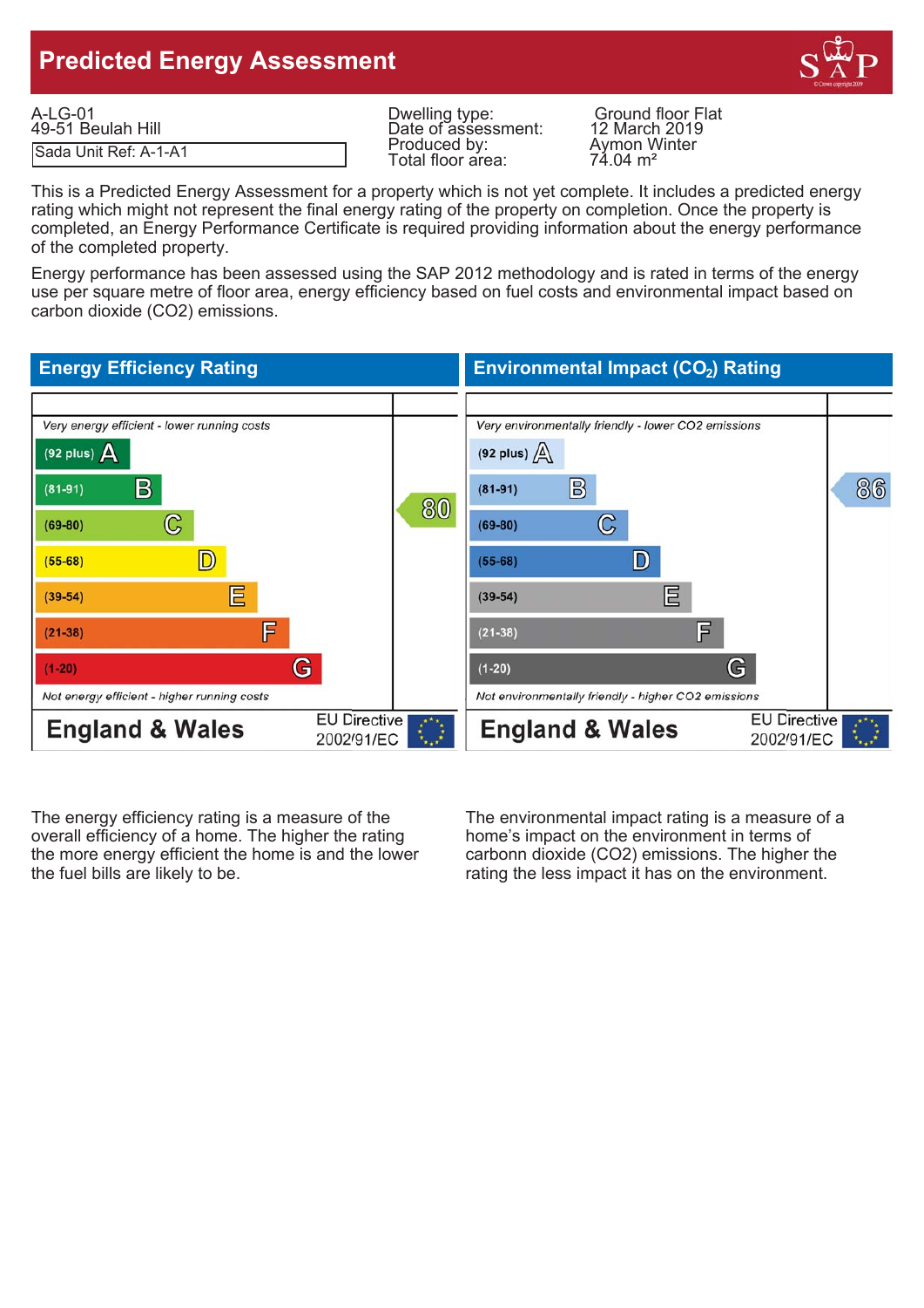# Predicted Energy Assessment

A-LG-01
49-51 Beulah Hill

Sada Unit Ref: A-1-A1

| | |
|---|---|
| Dwelling type: | Ground floor Flat |
| Date of assessment: | 12 March 2019 |
| Produced by: | Aymon Winter |
| Total floor area: | 74.04 m² |

This is a Predicted Energy Assessment for a property which is not yet complete. It includes a predicted energy rating which might not represent the final energy rating of the property on completion. Once the property is completed, an Energy Performance Certificate is required providing information about the energy performance of the completed property.

Energy performance has been assessed using the SAP 2012 methodology and is rated in terms of the energy use per square metre of floor area, energy efficiency based on fuel costs and environmental impact based on carbon dioxide (CO2) emissions.

## Energy Efficiency Rating

*Very energy efficient - lower running costs*

| Rating | Band | Current |
|---|---|---|
| (92 plus) | A | |
| (81-91) | B | |
| (69-80) | C | 80 |
| (55-68) | D | |
| (39-54) | E | |
| (21-38) | F | |
| (1-20) | G | |

*Not energy efficient - higher running costs*

England & Wales — EU Directive 2002/91/EC

## Environmental Impact ($CO_2$) Rating

*Very environmentally friendly - lower CO2 emissions*

| Rating | Band | Current |
|---|---|---|
| (92 plus) | A | |
| (81-91) | B | 86 |
| (69-80) | C | |
| (55-68) | D | |
| (39-54) | E | |
| (21-38) | F | |
| (1-20) | G | |

*Not environmentally friendly - higher CO2 emissions*

England & Wales — EU Directive 2002/91/EC

The energy efficiency rating is a measure of the overall efficiency of a home. The higher the rating the more energy efficient the home is and the lower the fuel bills are likely to be.

The environmental impact rating is a measure of a home's impact on the environment in terms of carbonn dioxide (CO2) emissions. The higher the rating the less impact it has on the environment.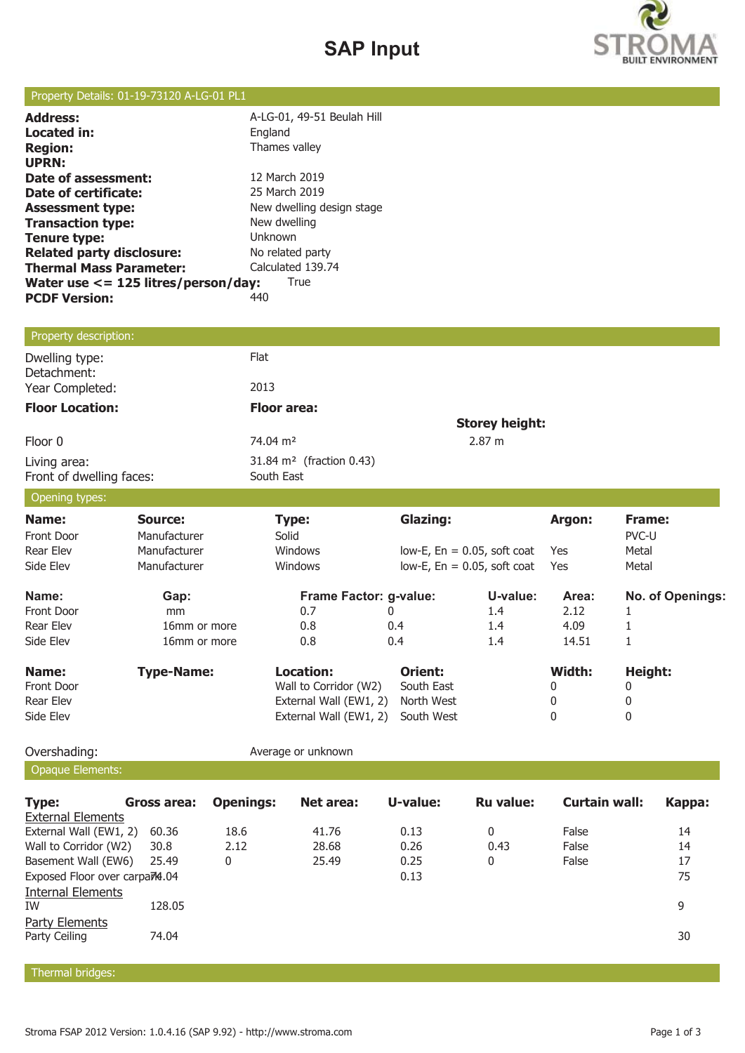# SAP Input

## Property Details: 01-19-73120 A-LG-01 PL1

| | |
|---|---|
| **Address:** | A-LG-01, 49-51 Beulah Hill |
| **Located in:** | England |
| **Region:** | Thames valley |
| **UPRN:** | |
| **Date of assessment:** | 12 March 2019 |
| **Date of certificate:** | 25 March 2019 |
| **Assessment type:** | New dwelling design stage |
| **Transaction type:** | New dwelling |
| **Tenure type:** | Unknown |
| **Related party disclosure:** | No related party |
| **Thermal Mass Parameter:** | Calculated 139.74 |
| **Water use <= 125 litres/person/day:** | True |
| **PCDF Version:** | 440 |

## Property description:

| | | |
|---|---|---|
| Dwelling type: | Flat | |
| Detachment: | | |
| Year Completed: | 2013 | |
| **Floor Location:** | **Floor area:** | **Storey height:** |
| Floor 0 | 74.04 m² | 2.87 m |
| Living area: | 31.84 m² (fraction 0.43) | |
| Front of dwelling faces: | South East | |

## Opening types:

| Name: | Source: | Type: | Glazing: | Argon: | Frame: |
|---|---|---|---|---|---|
| Front Door | Manufacturer | Solid | | | PVC-U |
| Rear Elev | Manufacturer | Windows | low-E, En = 0.05, soft coat | Yes | Metal |
| Side Elev | Manufacturer | Windows | low-E, En = 0.05, soft coat | Yes | Metal |

| Name: | Gap: | Frame Factor: | g-value: | U-value: | Area: | No. of Openings: |
|---|---|---|---|---|---|---|
| Front Door | mm | 0.7 | 0 | 1.4 | 2.12 | 1 |
| Rear Elev | 16mm or more | 0.8 | 0.4 | 1.4 | 4.09 | 1 |
| Side Elev | 16mm or more | 0.8 | 0.4 | 1.4 | 14.51 | 1 |

| Name: | Type-Name: | Location: | Orient: | Width: | Height: |
|---|---|---|---|---|---|
| Front Door | | Wall to Corridor (W2) | South East | 0 | 0 |
| Rear Elev | | External Wall (EW1, 2) | North West | 0 | 0 |
| Side Elev | | External Wall (EW1, 2) | South West | 0 | 0 |

Overshading: Average or unknown

## Opaque Elements:

| Type: | Gross area: | Openings: | Net area: | U-value: | Ru value: | Curtain wall: | Kappa: |
|---|---|---|---|---|---|---|---|
| External Elements | | | | | | | |
| External Wall (EW1, 2) | 60.36 | 18.6 | 41.76 | 0.13 | 0 | False | 14 |
| Wall to Corridor (W2) | 30.8 | 2.12 | 28.68 | 0.26 | 0.43 | False | 14 |
| Basement Wall (EW6) | 25.49 | 0 | 25.49 | 0.25 | 0 | False | 17 |
| Exposed Floor over carpark | 74.04 | | | 0.13 | | | 75 |
| Internal Elements | | | | | | | |
| IW | 128.05 | | | | | | 9 |
| Party Elements | | | | | | | |
| Party Ceiling | 74.04 | | | | | | 30 |

## Thermal bridges: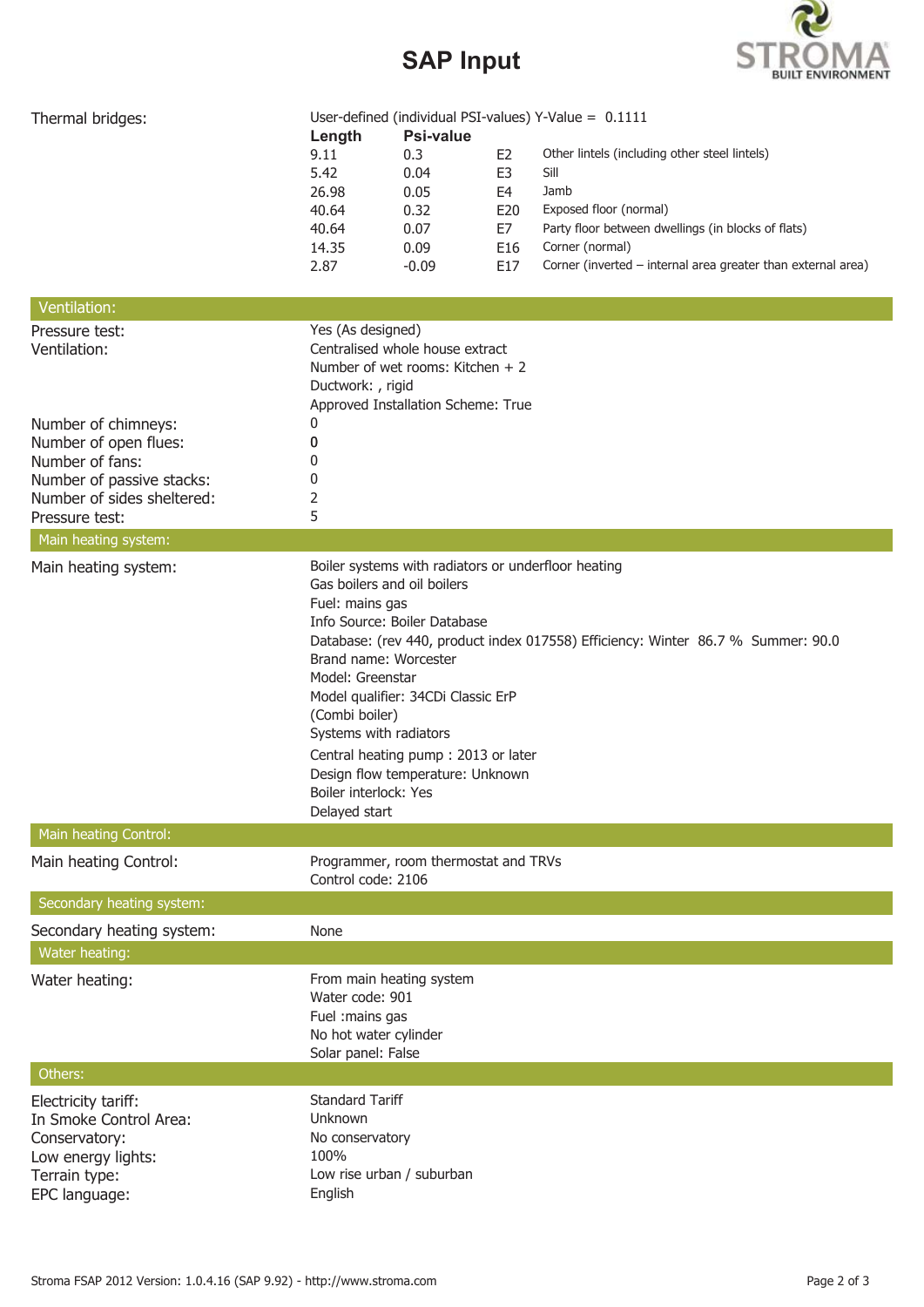# SAP Input

**Thermal bridges:**

User-defined (individual PSI-values) Y-Value = 0.1111

| Length | Psi-value | | |
|---|---|---|---|
| 9.11 | 0.3 | E2 | Other lintels (including other steel lintels) |
| 5.42 | 0.04 | E3 | Sill |
| 26.98 | 0.05 | E4 | Jamb |
| 40.64 | 0.32 | E20 | Exposed floor (normal) |
| 40.64 | 0.07 | E7 | Party floor between dwellings (in blocks of flats) |
| 14.35 | 0.09 | E16 | Corner (normal) |
| 2.87 | -0.09 | E17 | Corner (inverted – internal area greater than external area) |

## Ventilation:

| | |
|---|---|
| Pressure test: | Yes (As designed) |
| Ventilation: | Centralised whole house extract<br>Number of wet rooms: Kitchen + 2<br>Ductwork: , rigid<br>Approved Installation Scheme: True |
| Number of chimneys: | 0 |
| Number of open flues: | 0 |
| Number of fans: | 0 |
| Number of passive stacks: | 0 |
| Number of sides sheltered: | 2 |
| Pressure test: | 5 |

## Main heating system:

**Main heating system:**

Boiler systems with radiators or underfloor heating
Gas boilers and oil boilers
Fuel: mains gas
Info Source: Boiler Database
Database: (rev 440, product index 017558) Efficiency: Winter 86.7 % Summer: 90.0
Brand name: Worcester
Model: Greenstar
Model qualifier: 34CDi Classic ErP
(Combi boiler)
Systems with radiators
Central heating pump : 2013 or later
Design flow temperature: Unknown
Boiler interlock: Yes
Delayed start

## Main heating Control:

**Main heating Control:**

Programmer, room thermostat and TRVs
Control code: 2106

## Secondary heating system:

**Secondary heating system:** None

## Water heating:

**Water heating:**

From main heating system
Water code: 901
Fuel :mains gas
No hot water cylinder
Solar panel: False

## Others:

| | |
|---|---|
| Electricity tariff: | Standard Tariff |
| In Smoke Control Area: | Unknown |
| Conservatory: | No conservatory |
| Low energy lights: | 100% |
| Terrain type: | Low rise urban / suburban |
| EPC language: | English |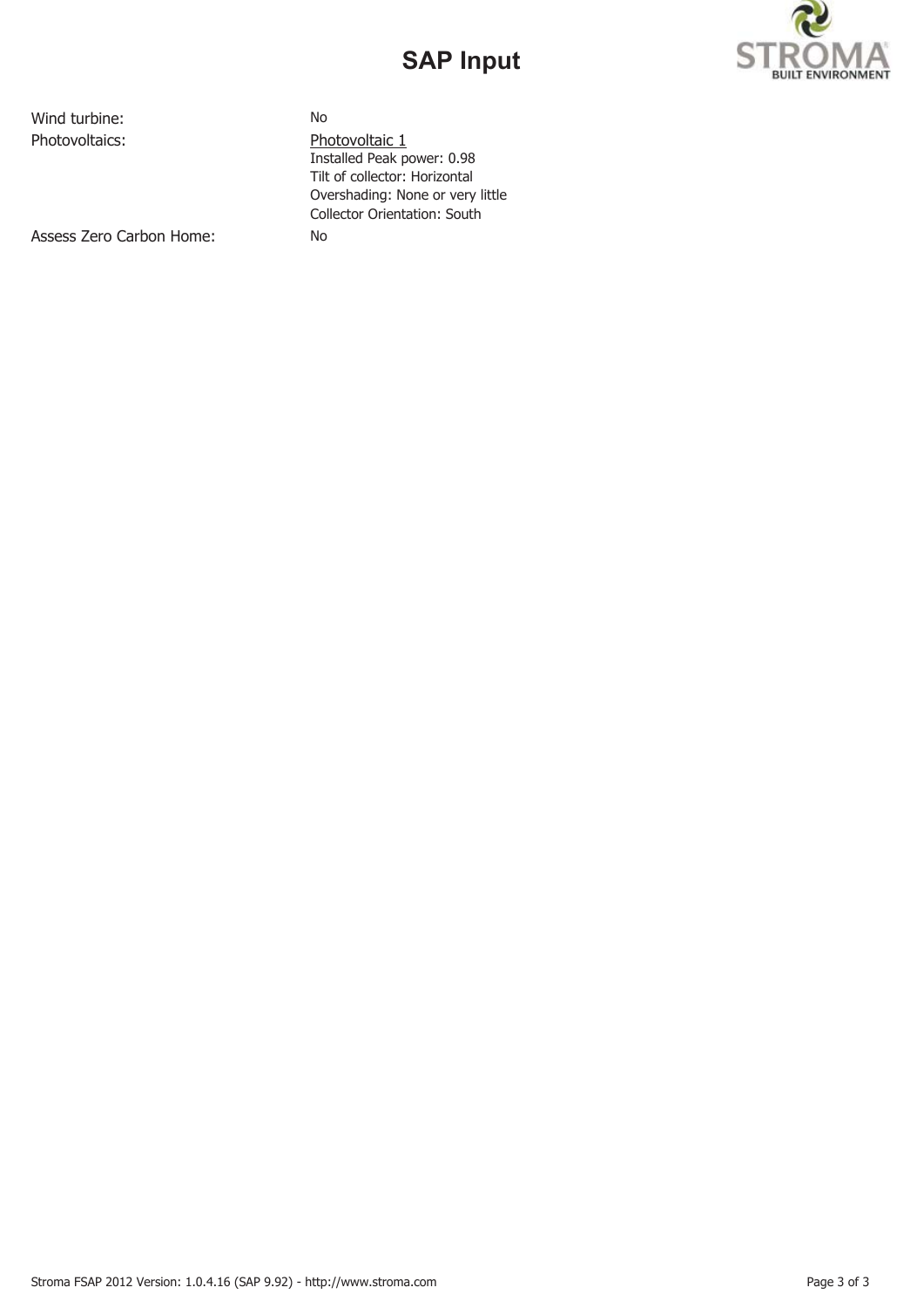# SAP Input

| | |
|---|---|
| Wind turbine: | No |
| Photovoltaics: | Photovoltaic 1<br>Installed Peak power: 0.98<br>Tilt of collector: Horizontal<br>Overshading: None or very little<br>Collector Orientation: South |
| Assess Zero Carbon Home: | No |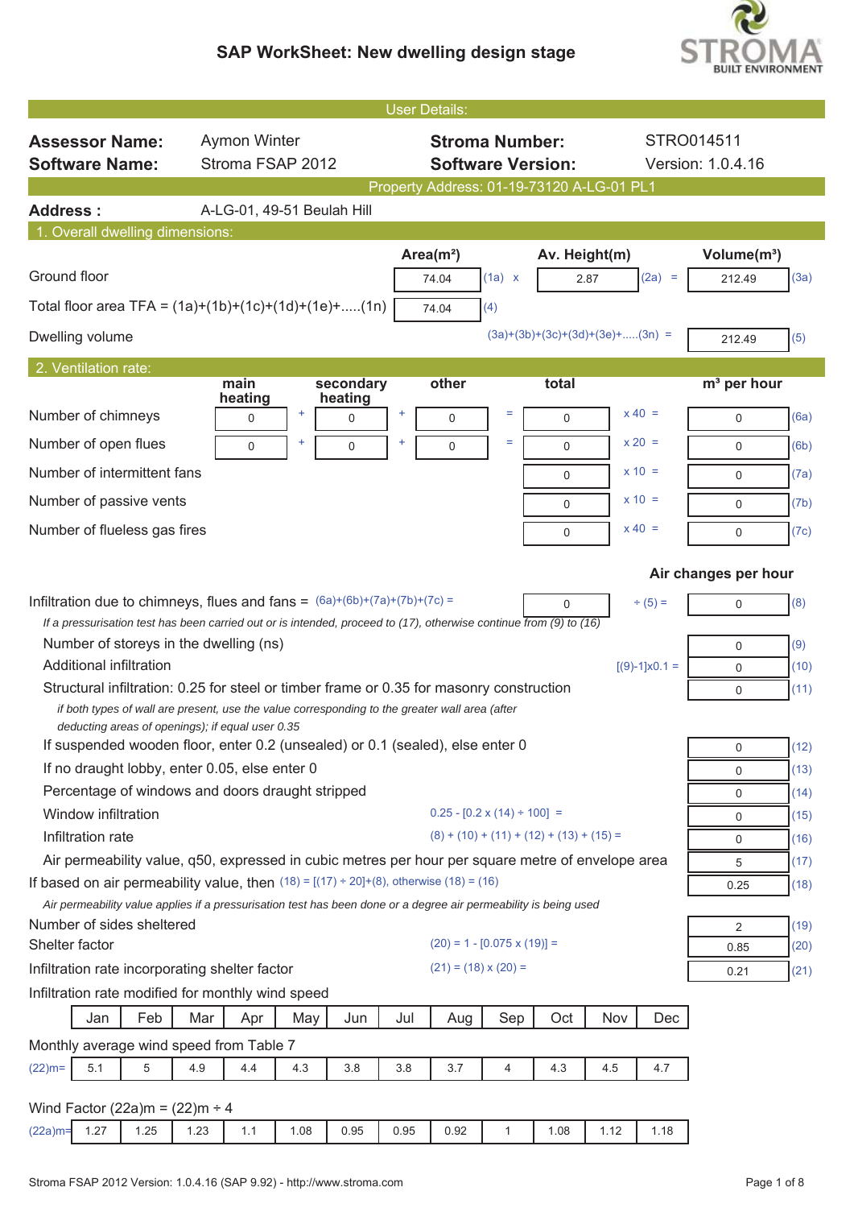# SAP WorkSheet: New dwelling design stage

**User Details:**

| | | | |
|---|---|---|---|
| **Assessor Name:** | Aymon Winter | **Stroma Number:** | STRO014511 |
| **Software Name:** | Stroma FSAP 2012 | **Software Version:** | Version: 1.0.4.16 |

Property Address: 01-19-73120 A-LG-01 PL1

**Address :** A-LG-01, 49-51 Beulah Hill

## 1. Overall dwelling dimensions:

| | Area(m²) | | Av. Height(m) | | Volume(m³) | |
|---|---|---|---|---|---|---|
| Ground floor | 74.04 | (1a) x | 2.87 | (2a) = | 212.49 | (3a) |
| Total floor area TFA = (1a)+(1b)+(1c)+(1d)+(1e)+.....(1n) | 74.04 | (4) | | | | |
| Dwelling volume | | | | (3a)+(3b)+(3c)+(3d)+(3e)+.....(3n) = | 212.49 | (5) |

## 2. Ventilation rate:

| | main heating | | secondary heating | | other | | total | | m³ per hour | |
|---|---|---|---|---|---|---|---|---|---|---|
| Number of chimneys | 0 | + | 0 | + | 0 | = | 0 | x 40 = | 0 | (6a) |
| Number of open flues | 0 | + | 0 | + | 0 | = | 0 | x 20 = | 0 | (6b) |
| Number of intermittent fans | | | | | | | 0 | x 10 = | 0 | (7a) |
| Number of passive vents | | | | | | | 0 | x 10 = | 0 | (7b) |
| Number of flueless gas fires | | | | | | | 0 | x 40 = | 0 | (7c) |

**Air changes per hour**

| | | | | |
|---|---|---|---|---|
| Infiltration due to chimneys, flues and fans = (6a)+(6b)+(7a)+(7b)+(7c) = | 0 | ÷ (5) = | 0 | (8) |

*If a pressurisation test has been carried out or is intended, proceed to (17), otherwise continue from (9) to (16)*

| | | | |
|---|---|---|---|
| Number of storeys in the dwelling (ns) | | 0 | (9) |
| Additional infiltration | [(9)-1]x0.1 = | 0 | (10) |
| Structural infiltration: 0.25 for steel or timber frame or 0.35 for masonry construction | | 0 | (11) |
| *if both types of wall are present, use the value corresponding to the greater wall area (after deducting areas of openings); if equal user 0.35* | | | |
| If suspended wooden floor, enter 0.2 (unsealed) or 0.1 (sealed), else enter 0 | | 0 | (12) |
| If no draught lobby, enter 0.05, else enter 0 | | 0 | (13) |
| Percentage of windows and doors draught stripped | | 0 | (14) |
| Window infiltration | 0.25 - [0.2 x (14) ÷ 100] = | 0 | (15) |
| Infiltration rate | (8) + (10) + (11) + (12) + (13) + (15) = | 0 | (16) |
| Air permeability value, q50, expressed in cubic metres per hour per square metre of envelope area | | 5 | (17) |
| If based on air permeability value, then | (18) = [(17) ÷ 20]+(8), otherwise (18) = (16) | 0.25 | (18) |
| *Air permeability value applies if a pressurisation test has been done or a degree air permeability is being used* | | | |
| Number of sides sheltered | | 2 | (19) |
| Shelter factor | (20) = 1 - [0.075 x (19)] = | 0.85 | (20) |
| Infiltration rate incorporating shelter factor | (21) = (18) x (20) = | 0.21 | (21) |

Infiltration rate modified for monthly wind speed

| | Jan | Feb | Mar | Apr | May | Jun | Jul | Aug | Sep | Oct | Nov | Dec |
|---|---|---|---|---|---|---|---|---|---|---|---|---|
| **Monthly average wind speed from Table 7** | | | | | | | | | | | | |
| (22)m= | 5.1 | 5 | 4.9 | 4.4 | 4.3 | 3.8 | 3.8 | 3.7 | 4 | 4.3 | 4.5 | 4.7 |
| **Wind Factor (22a)m = (22)m ÷ 4** | | | | | | | | | | | | |
| (22a)m= | 1.27 | 1.25 | 1.23 | 1.1 | 1.08 | 0.95 | 0.95 | 0.92 | 1 | 1.08 | 1.12 | 1.18 |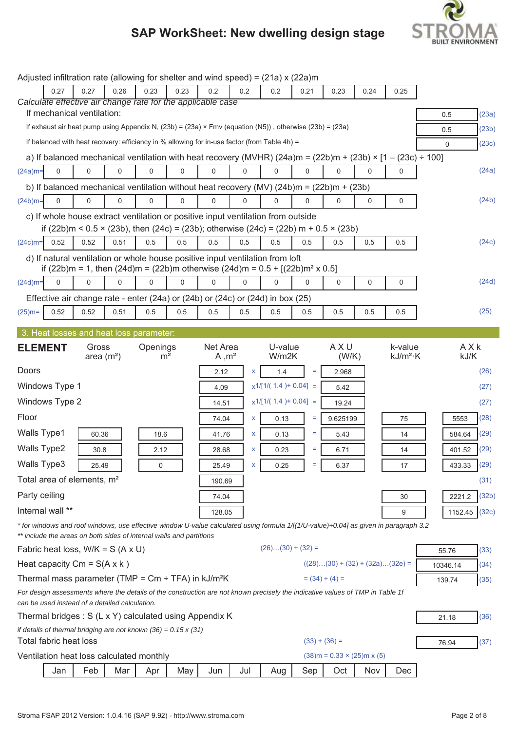# SAP WorkSheet: New dwelling design stage

Adjusted infiltration rate (allowing for shelter and wind speed) = (21a) x (22a)m

| 0.27 | 0.27 | 0.26 | 0.23 | 0.23 | 0.2 | 0.2 | 0.2 | 0.21 | 0.23 | 0.24 | 0.25 |
|---|---|---|---|---|---|---|---|---|---|---|---|

*Calculate effective air change rate for the applicable case*

| | | |
|---|---|---|
| If mechanical ventilation: | 0.5 | (23a) |
| If exhaust air heat pump using Appendix N, (23b) = (23a) × Fmv (equation (N5)) , otherwise (23b) = (23a) | 0.5 | (23b) |
| If balanced with heat recovery: efficiency in % allowing for in-use factor (from Table 4h) = | 0 | (23c) |

a) If balanced mechanical ventilation with heat recovery (MVHR) (24a)m = (22b)m + (23b) × [1 – (23c) ÷ 100]

| (24a)m= | 0 | 0 | 0 | 0 | 0 | 0 | 0 | 0 | 0 | 0 | 0 | 0 | (24a) |
|---|---|---|---|---|---|---|---|---|---|---|---|---|---|

b) If balanced mechanical ventilation without heat recovery (MV) (24b)m = (22b)m + (23b)

| (24b)m= | 0 | 0 | 0 | 0 | 0 | 0 | 0 | 0 | 0 | 0 | 0 | 0 | (24b) |
|---|---|---|---|---|---|---|---|---|---|---|---|---|---|

c) If whole house extract ventilation or positive input ventilation from outside
if (22b)m < 0.5 × (23b), then (24c) = (23b); otherwise (24c) = (22b) m + 0.5 × (23b)

| (24c)m= | 0.52 | 0.52 | 0.51 | 0.5 | 0.5 | 0.5 | 0.5 | 0.5 | 0.5 | 0.5 | 0.5 | 0.5 | (24c) |
|---|---|---|---|---|---|---|---|---|---|---|---|---|---|

d) If natural ventilation or whole house positive input ventilation from loft
if (22b)m = 1, then (24d)m = (22b)m otherwise (24d)m = 0.5 + [(22b)m² x 0.5]

| (24d)m= | 0 | 0 | 0 | 0 | 0 | 0 | 0 | 0 | 0 | 0 | 0 | 0 | (24d) |
|---|---|---|---|---|---|---|---|---|---|---|---|---|---|

Effective air change rate - enter (24a) or (24b) or (24c) or (24d) in box (25)

| (25)m= | 0.52 | 0.52 | 0.51 | 0.5 | 0.5 | 0.5 | 0.5 | 0.5 | 0.5 | 0.5 | 0.5 | 0.5 | (25) |
|---|---|---|---|---|---|---|---|---|---|---|---|---|---|

## 3. Heat losses and heat loss parameter:

| ELEMENT | Gross area (m²) | Openings m² | Net Area A ,m² | | U-value W/m2K | | A X U (W/K) | k-value kJ/m²·K | A X k kJ/K | |
|---|---|---|---|---|---|---|---|---|---|---|
| Doors | | | 2.12 | x | 1.4 | = | 2.968 | | | (26) |
| Windows Type 1 | | | 4.09 | x1/[1/( 1.4 )+ 0.04] | | = | 5.42 | | | (27) |
| Windows Type 2 | | | 14.51 | x1/[1/( 1.4 )+ 0.04] | | = | 19.24 | | | (27) |
| Floor | | | 74.04 | x | 0.13 | = | 9.625199 | 75 | 5553 | (28) |
| Walls Type1 | 60.36 | 18.6 | 41.76 | x | 0.13 | = | 5.43 | 14 | 584.64 | (29) |
| Walls Type2 | 30.8 | 2.12 | 28.68 | x | 0.23 | = | 6.71 | 14 | 401.52 | (29) |
| Walls Type3 | 25.49 | 0 | 25.49 | x | 0.25 | = | 6.37 | 17 | 433.33 | (29) |
| Total area of elements, m² | | | 190.69 | | | | | | | (31) |
| Party ceiling | | | 74.04 | | | | | 30 | 2221.2 | (32b) |
| Internal wall ** | | | 128.05 | | | | | 9 | 1152.45 | (32c) |

*\* for windows and roof windows, use effective window U-value calculated using formula 1/[(1/U-value)+0.04] as given in paragraph 3.2*
*\*\* include the areas on both sides of internal walls and partitions*

| | | | |
|---|---|---|---|
| Fabric heat loss, W/K = S (A x U) | (26)…(30) + (32) = | 55.76 | (33) |
| Heat capacity Cm = S(A x k ) | ((28)…(30) + (32) + (32a)…(32e) = | 10346.14 | (34) |
| Thermal mass parameter (TMP = Cm ÷ TFA) in kJ/m²K | = (34) ÷ (4) = | 139.74 | (35) |

*For design assessments where the details of the construction are not known precisely the indicative values of TMP in Table 1f can be used instead of a detailed calculation.*

| | | | |
|---|---|---|---|
| Thermal bridges : S (L x Y) calculated using Appendix K | | 21.18 | (36) |
| *if details of thermal bridging are not known (36) = 0.15 x (31)* | | | |
| Total fabric heat loss | (33) + (36) = | 76.94 | (37) |

Ventilation heat loss calculated monthly (38)m = 0.33 × (25)m x (5)

| Jan | Feb | Mar | Apr | May | Jun | Jul | Aug | Sep | Oct | Nov | Dec |
|---|---|---|---|---|---|---|---|---|---|---|---|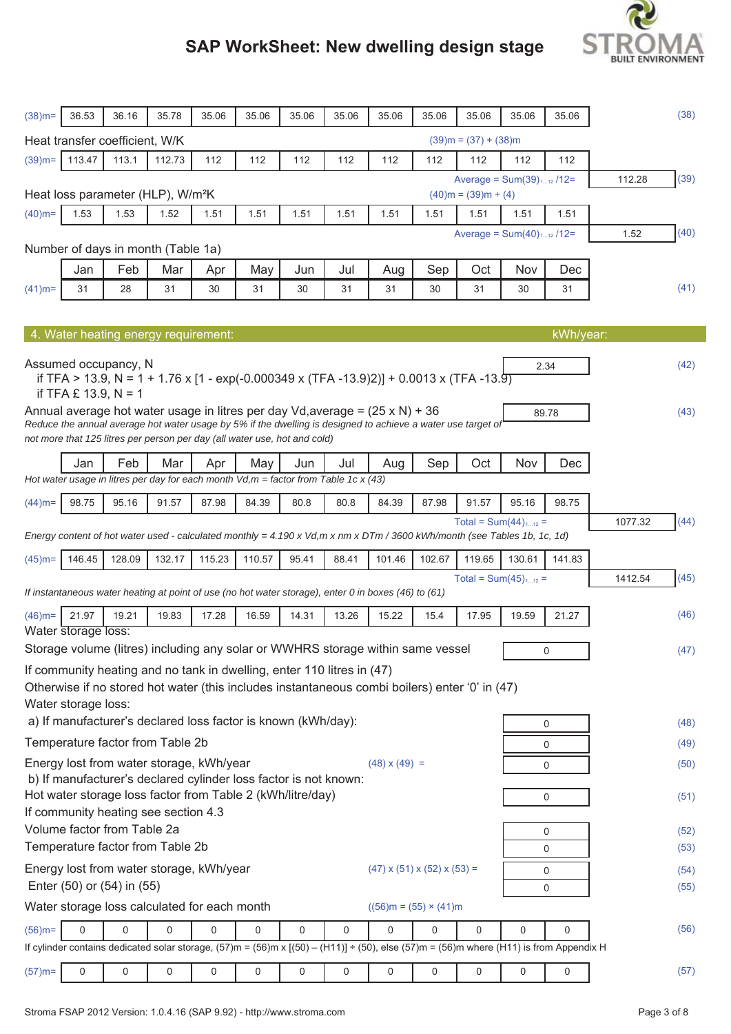# SAP WorkSheet: New dwelling design stage

| | | | | | | | | | | | | | |
|---|---|---|---|---|---|---|---|---|---|---|---|---|---|
| (38)m= | 36.53 | 36.16 | 35.78 | 35.06 | 35.06 | 35.06 | 35.06 | 35.06 | 35.06 | 35.06 | 35.06 | 35.06 | (38) |

Heat transfer coefficient, W/K — (39)m = (37) + (38)m

| | | | | | | | | | | | | | | |
|---|---|---|---|---|---|---|---|---|---|---|---|---|---|---|
| (39)m= | 113.47 | 113.1 | 112.73 | 112 | 112 | 112 | 112 | 112 | 112 | 112 | 112 | 112 | | |
| | | | | | | | | | | Average = Sum(39)1…12 /12= | | | 112.28 | (39) |

Heat loss parameter (HLP), W/m²K — (40)m = (39)m ÷ (4)

| | | | | | | | | | | | | | | |
|---|---|---|---|---|---|---|---|---|---|---|---|---|---|---|
| (40)m= | 1.53 | 1.53 | 1.52 | 1.51 | 1.51 | 1.51 | 1.51 | 1.51 | 1.51 | 1.51 | 1.51 | 1.51 | | |
| | | | | | | | | | | Average = Sum(40)1…12 /12= | | | 1.52 | (40) |

Number of days in month (Table 1a)

| | Jan | Feb | Mar | Apr | May | Jun | Jul | Aug | Sep | Oct | Nov | Dec | |
|---|---|---|---|---|---|---|---|---|---|---|---|---|---|
| (41)m= | 31 | 28 | 31 | 30 | 31 | 30 | 31 | 31 | 30 | 31 | 30 | 31 | (41) |

## 4. Water heating energy requirement: kWh/year:

Assumed occupancy, N — 2.34 (42)

if TFA > 13.9, N = 1 + 1.76 x [1 - exp(-0.000349 x (TFA -13.9)2)] + 0.0013 x (TFA -13.9)

if TFA £ 13.9, N = 1

Annual average hot water usage in litres per day Vd,average = (25 x N) + 36 — 89.78 (43)

*Reduce the annual average hot water usage by 5% if the dwelling is designed to achieve a water use target of not more than 125 litres per person per day (all water use, hot and cold)*

| | Jan | Feb | Mar | Apr | May | Jun | Jul | Aug | Sep | Oct | Nov | Dec | | |
|---|---|---|---|---|---|---|---|---|---|---|---|---|---|---|
| *Hot water usage in litres per day for each month Vd,m = factor from Table 1c x (43)* | | | | | | | | | | | | | | |
| (44)m= | 98.75 | 95.16 | 91.57 | 87.98 | 84.39 | 80.8 | 80.8 | 84.39 | 87.98 | 91.57 | 95.16 | 98.75 | | |
| | | | | | | | | | | Total = Sum(44)1…12 = | | | 1077.32 | (44) |
| *Energy content of hot water used - calculated monthly = 4.190 x Vd,m x nm x DTm / 3600 kWh/month (see Tables 1b, 1c, 1d)* | | | | | | | | | | | | | | |
| (45)m= | 146.45 | 128.09 | 132.17 | 115.23 | 110.57 | 95.41 | 88.41 | 101.46 | 102.67 | 119.65 | 130.61 | 141.83 | | |
| | | | | | | | | | | Total = Sum(45)1…12 = | | | 1412.54 | (45) |
| *If instantaneous water heating at point of use (no hot water storage), enter 0 in boxes (46) to (61)* | | | | | | | | | | | | | | |
| (46)m= | 21.97 | 19.21 | 19.83 | 17.28 | 16.59 | 14.31 | 13.26 | 15.22 | 15.4 | 17.95 | 19.59 | 21.27 | | (46) |

Water storage loss:

Storage volume (litres) including any solar or WWHRS storage within same vessel — 0 (47)

If community heating and no tank in dwelling, enter 110 litres in (47)

Otherwise if no stored hot water (this includes instantaneous combi boilers) enter '0' in (47)

Water storage loss:

a) If manufacturer's declared loss factor is known (kWh/day): — 0 (48)

Temperature factor from Table 2b — 0 (49)

Energy lost from water storage, kWh/year — (48) x (49) = — 0 (50)

b) If manufacturer's declared cylinder loss factor is not known:

Hot water storage loss factor from Table 2 (kWh/litre/day) — 0 (51)

If community heating see section 4.3

Volume factor from Table 2a — 0 (52)

Temperature factor from Table 2b — 0 (53)

Energy lost from water storage, kWh/year — (47) x (51) x (52) x (53) = — 0 (54)

Enter (50) or (54) in (55) — 0 (55)

Water storage loss calculated for each month — ((56)m = (55) × (41)m

| | | | | | | | | | | | | | |
|---|---|---|---|---|---|---|---|---|---|---|---|---|---|
| (56)m= | 0 | 0 | 0 | 0 | 0 | 0 | 0 | 0 | 0 | 0 | 0 | 0 | (56) |

If cylinder contains dedicated solar storage, (57)m = (56)m x [(50) – (H11)] ÷ (50), else (57)m = (56)m where (H11) is from Appendix H

| | | | | | | | | | | | | | |
|---|---|---|---|---|---|---|---|---|---|---|---|---|---|
| (57)m= | 0 | 0 | 0 | 0 | 0 | 0 | 0 | 0 | 0 | 0 | 0 | 0 | (57) |

Stroma FSAP 2012 Version: 1.0.4.16 (SAP 9.92) - http://www.stroma.com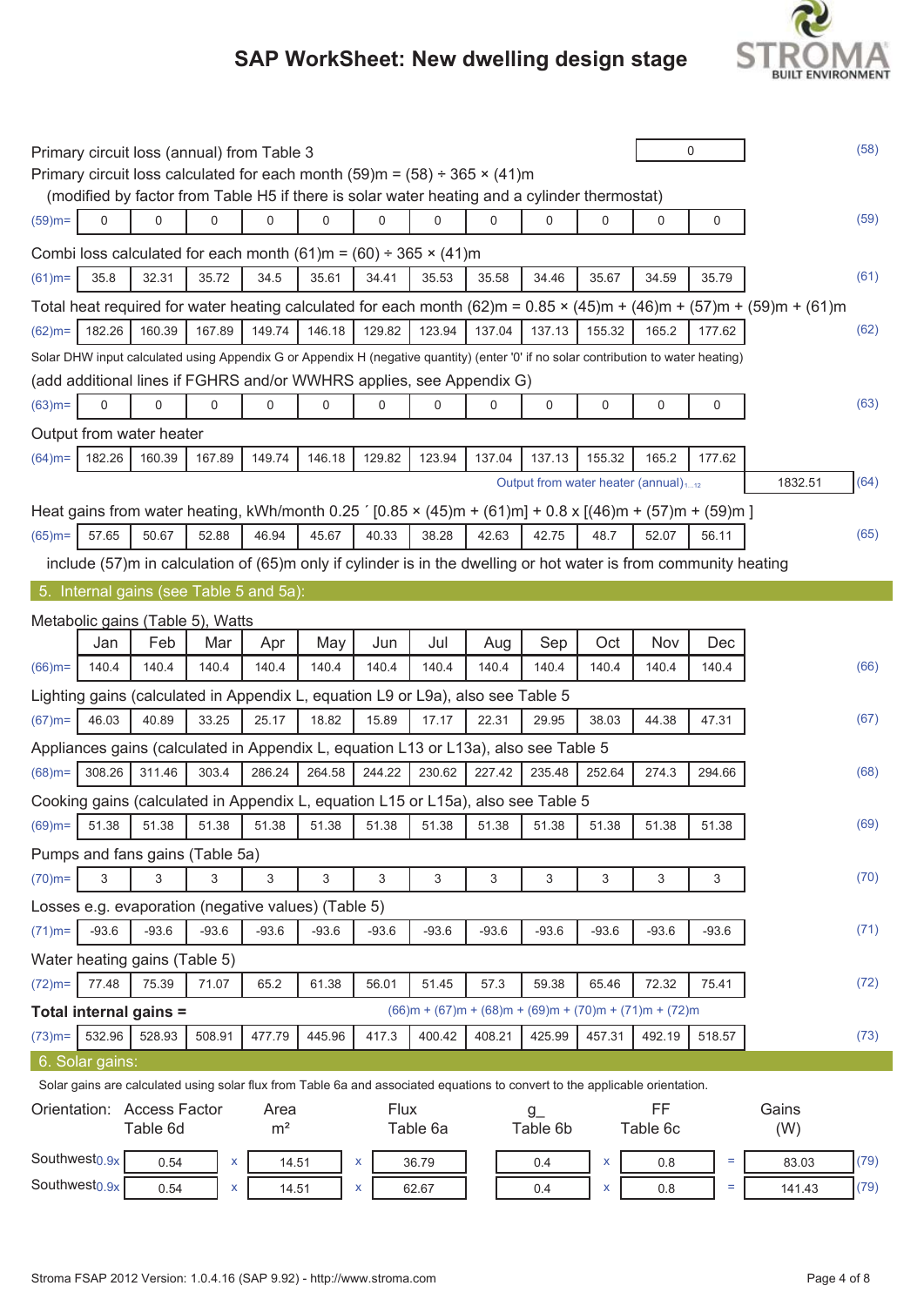Primary circuit loss (annual) from Table 3 | 0 | (58)

Primary circuit loss calculated for each month (59)m = (58) ÷ 365 × (41)m

(modified by factor from Table H5 if there is solar water heating and a cylinder thermostat)

| | | | | | | | | | | | | | |
|---|---|---|---|---|---|---|---|---|---|---|---|---|---|
| (59)m= | 0 | 0 | 0 | 0 | 0 | 0 | 0 | 0 | 0 | 0 | 0 | 0 | (59) |

Combi loss calculated for each month (61)m = (60) ÷ 365 × (41)m

| | | | | | | | | | | | | | |
|---|---|---|---|---|---|---|---|---|---|---|---|---|---|
| (61)m= | 35.8 | 32.31 | 35.72 | 34.5 | 35.61 | 34.41 | 35.53 | 35.58 | 34.46 | 35.67 | 34.59 | 35.79 | (61) |

Total heat required for water heating calculated for each month (62)m = 0.85 × (45)m + (46)m + (57)m + (59)m + (61)m

| | | | | | | | | | | | | | |
|---|---|---|---|---|---|---|---|---|---|---|---|---|---|
| (62)m= | 182.26 | 160.39 | 167.89 | 149.74 | 146.18 | 129.82 | 123.94 | 137.04 | 137.13 | 155.32 | 165.2 | 177.62 | (62) |

Solar DHW input calculated using Appendix G or Appendix H (negative quantity) (enter '0' if no solar contribution to water heating)

(add additional lines if FGHRS and/or WWHRS applies, see Appendix G)

| | | | | | | | | | | | | | |
|---|---|---|---|---|---|---|---|---|---|---|---|---|---|
| (63)m= | 0 | 0 | 0 | 0 | 0 | 0 | 0 | 0 | 0 | 0 | 0 | 0 | (63) |

Output from water heater

| | | | | | | | | | | | | | |
|---|---|---|---|---|---|---|---|---|---|---|---|---|---|
| (64)m= | 182.26 | 160.39 | 167.89 | 149.74 | 146.18 | 129.82 | 123.94 | 137.04 | 137.13 | 155.32 | 165.2 | 177.62 | |

Output from water heater (annual)$_{1...12}$ | 1832.51 | (64)

Heat gains from water heating, kWh/month 0.25 ´ [0.85 × (45)m + (61)m] + 0.8 x [(46)m + (57)m + (59)m ]

| | | | | | | | | | | | | | |
|---|---|---|---|---|---|---|---|---|---|---|---|---|---|
| (65)m= | 57.65 | 50.67 | 52.88 | 46.94 | 45.67 | 40.33 | 38.28 | 42.63 | 42.75 | 48.7 | 52.07 | 56.11 | (65) |

include (57)m in calculation of (65)m only if cylinder is in the dwelling or hot water is from community heating

## 5. Internal gains (see Table 5 and 5a):

Metabolic gains (Table 5), Watts

| | Jan | Feb | Mar | Apr | May | Jun | Jul | Aug | Sep | Oct | Nov | Dec | |
|---|---|---|---|---|---|---|---|---|---|---|---|---|---|
| (66)m= | 140.4 | 140.4 | 140.4 | 140.4 | 140.4 | 140.4 | 140.4 | 140.4 | 140.4 | 140.4 | 140.4 | 140.4 | (66) |

Lighting gains (calculated in Appendix L, equation L9 or L9a), also see Table 5

| | | | | | | | | | | | | | |
|---|---|---|---|---|---|---|---|---|---|---|---|---|---|
| (67)m= | 46.03 | 40.89 | 33.25 | 25.17 | 18.82 | 15.89 | 17.17 | 22.31 | 29.95 | 38.03 | 44.38 | 47.31 | (67) |

Appliances gains (calculated in Appendix L, equation L13 or L13a), also see Table 5

| | | | | | | | | | | | | | |
|---|---|---|---|---|---|---|---|---|---|---|---|---|---|
| (68)m= | 308.26 | 311.46 | 303.4 | 286.24 | 264.58 | 244.22 | 230.62 | 227.42 | 235.48 | 252.64 | 274.3 | 294.66 | (68) |

Cooking gains (calculated in Appendix L, equation L15 or L15a), also see Table 5

| | | | | | | | | | | | | | |
|---|---|---|---|---|---|---|---|---|---|---|---|---|---|
| (69)m= | 51.38 | 51.38 | 51.38 | 51.38 | 51.38 | 51.38 | 51.38 | 51.38 | 51.38 | 51.38 | 51.38 | 51.38 | (69) |

Pumps and fans gains (Table 5a)

| | | | | | | | | | | | | | |
|---|---|---|---|---|---|---|---|---|---|---|---|---|---|
| (70)m= | 3 | 3 | 3 | 3 | 3 | 3 | 3 | 3 | 3 | 3 | 3 | 3 | (70) |

Losses e.g. evaporation (negative values) (Table 5)

| | | | | | | | | | | | | | |
|---|---|---|---|---|---|---|---|---|---|---|---|---|---|
| (71)m= | -93.6 | -93.6 | -93.6 | -93.6 | -93.6 | -93.6 | -93.6 | -93.6 | -93.6 | -93.6 | -93.6 | -93.6 | (71) |

Water heating gains (Table 5)

| | | | | | | | | | | | | | |
|---|---|---|---|---|---|---|---|---|---|---|---|---|---|
| (72)m= | 77.48 | 75.39 | 71.07 | 65.2 | 61.38 | 56.01 | 51.45 | 57.3 | 59.38 | 65.46 | 72.32 | 75.41 | (72) |

**Total internal gains =** (66)m + (67)m + (68)m + (69)m + (70)m + (71)m + (72)m

| | | | | | | | | | | | | | |
|---|---|---|---|---|---|---|---|---|---|---|---|---|---|
| (73)m= | 532.96 | 528.93 | 508.91 | 477.79 | 445.96 | 417.3 | 400.42 | 408.21 | 425.99 | 457.31 | 492.19 | 518.57 | (73) |

## 6. Solar gains:

Solar gains are calculated using solar flux from Table 6a and associated equations to convert to the applicable orientation.

| Orientation: | Access Factor Table 6d | | Area m² | | Flux Table 6a | g_ Table 6b | | FF Table 6c | | Gains (W) | |
|---|---|---|---|---|---|---|---|---|---|---|---|
| Southwest 0.9x | 0.54 | x | 14.51 | x | 36.79 | 0.4 | x | 0.8 | = | 83.03 | (79) |
| Southwest 0.9x | 0.54 | x | 14.51 | x | 62.67 | 0.4 | x | 0.8 | = | 141.43 | (79) |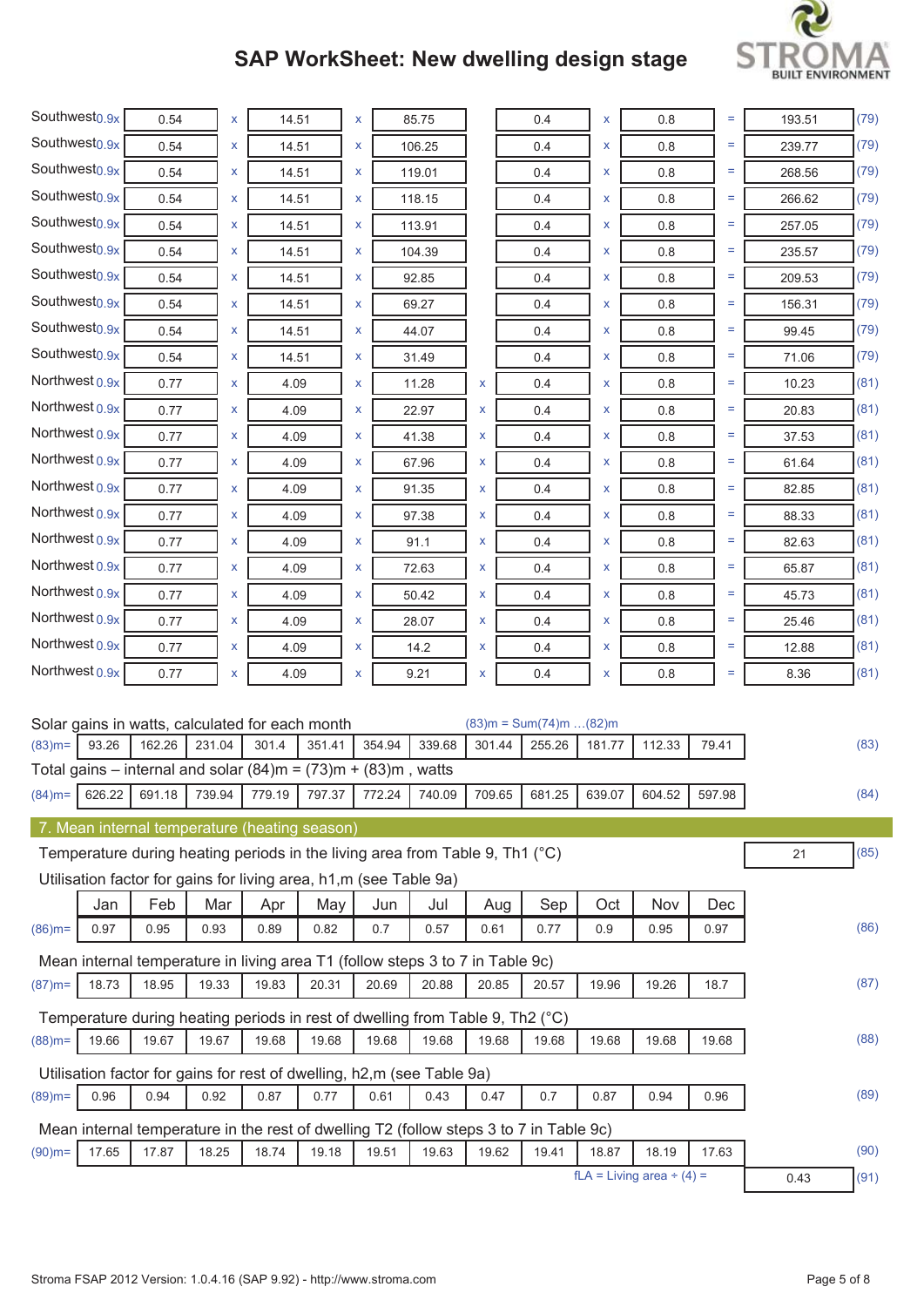# SAP WorkSheet: New dwelling design stage

| | | | | | | | | | | | | |
|---|---|---|---|---|---|---|---|---|---|---|---|---|
| Southwest 0.9x | 0.54 | x | 14.51 | x | 85.75 | | 0.4 | x | 0.8 | = | 193.51 | (79) |
| Southwest 0.9x | 0.54 | x | 14.51 | x | 106.25 | | 0.4 | x | 0.8 | = | 239.77 | (79) |
| Southwest 0.9x | 0.54 | x | 14.51 | x | 119.01 | | 0.4 | x | 0.8 | = | 268.56 | (79) |
| Southwest 0.9x | 0.54 | x | 14.51 | x | 118.15 | | 0.4 | x | 0.8 | = | 266.62 | (79) |
| Southwest 0.9x | 0.54 | x | 14.51 | x | 113.91 | | 0.4 | x | 0.8 | = | 257.05 | (79) |
| Southwest 0.9x | 0.54 | x | 14.51 | x | 104.39 | | 0.4 | x | 0.8 | = | 235.57 | (79) |
| Southwest 0.9x | 0.54 | x | 14.51 | x | 92.85 | | 0.4 | x | 0.8 | = | 209.53 | (79) |
| Southwest 0.9x | 0.54 | x | 14.51 | x | 69.27 | | 0.4 | x | 0.8 | = | 156.31 | (79) |
| Southwest 0.9x | 0.54 | x | 14.51 | x | 44.07 | | 0.4 | x | 0.8 | = | 99.45 | (79) |
| Southwest 0.9x | 0.54 | x | 14.51 | x | 31.49 | | 0.4 | x | 0.8 | = | 71.06 | (79) |
| Northwest 0.9x | 0.77 | x | 4.09 | x | 11.28 | x | 0.4 | x | 0.8 | = | 10.23 | (81) |
| Northwest 0.9x | 0.77 | x | 4.09 | x | 22.97 | x | 0.4 | x | 0.8 | = | 20.83 | (81) |
| Northwest 0.9x | 0.77 | x | 4.09 | x | 41.38 | x | 0.4 | x | 0.8 | = | 37.53 | (81) |
| Northwest 0.9x | 0.77 | x | 4.09 | x | 67.96 | x | 0.4 | x | 0.8 | = | 61.64 | (81) |
| Northwest 0.9x | 0.77 | x | 4.09 | x | 91.35 | x | 0.4 | x | 0.8 | = | 82.85 | (81) |
| Northwest 0.9x | 0.77 | x | 4.09 | x | 97.38 | x | 0.4 | x | 0.8 | = | 88.33 | (81) |
| Northwest 0.9x | 0.77 | x | 4.09 | x | 91.1 | x | 0.4 | x | 0.8 | = | 82.63 | (81) |
| Northwest 0.9x | 0.77 | x | 4.09 | x | 72.63 | x | 0.4 | x | 0.8 | = | 65.87 | (81) |
| Northwest 0.9x | 0.77 | x | 4.09 | x | 50.42 | x | 0.4 | x | 0.8 | = | 45.73 | (81) |
| Northwest 0.9x | 0.77 | x | 4.09 | x | 28.07 | x | 0.4 | x | 0.8 | = | 25.46 | (81) |
| Northwest 0.9x | 0.77 | x | 4.09 | x | 14.2 | x | 0.4 | x | 0.8 | = | 12.88 | (81) |
| Northwest 0.9x | 0.77 | x | 4.09 | x | 9.21 | x | 0.4 | x | 0.8 | = | 8.36 | (81) |

Solar gains in watts, calculated for each month (83)m = Sum(74)m …(82)m

| (83)m= | 93.26 | 162.26 | 231.04 | 301.4 | 351.41 | 354.94 | 339.68 | 301.44 | 255.26 | 181.77 | 112.33 | 79.41 | (83) |
|---|---|---|---|---|---|---|---|---|---|---|---|---|---|

Total gains – internal and solar (84)m = (73)m + (83)m , watts

| (84)m= | 626.22 | 691.18 | 739.94 | 779.19 | 797.37 | 772.24 | 740.09 | 709.65 | 681.25 | 639.07 | 604.52 | 597.98 | (84) |
|---|---|---|---|---|---|---|---|---|---|---|---|---|---|

## 7. Mean internal temperature (heating season)

Temperature during heating periods in the living area from Table 9, Th1 (°C) — 21 (85)

Utilisation factor for gains for living area, h1,m (see Table 9a)

| | Jan | Feb | Mar | Apr | May | Jun | Jul | Aug | Sep | Oct | Nov | Dec | |
|---|---|---|---|---|---|---|---|---|---|---|---|---|---|
| (86)m= | 0.97 | 0.95 | 0.93 | 0.89 | 0.82 | 0.7 | 0.57 | 0.61 | 0.77 | 0.9 | 0.95 | 0.97 | (86) |

Mean internal temperature in living area T1 (follow steps 3 to 7 in Table 9c)

| (87)m= | 18.73 | 18.95 | 19.33 | 19.83 | 20.31 | 20.69 | 20.88 | 20.85 | 20.57 | 19.96 | 19.26 | 18.7 | (87) |
|---|---|---|---|---|---|---|---|---|---|---|---|---|---|

Temperature during heating periods in rest of dwelling from Table 9, Th2 (°C)

| (88)m= | 19.66 | 19.67 | 19.67 | 19.68 | 19.68 | 19.68 | 19.68 | 19.68 | 19.68 | 19.68 | 19.68 | 19.68 | (88) |
|---|---|---|---|---|---|---|---|---|---|---|---|---|---|

Utilisation factor for gains for rest of dwelling, h2,m (see Table 9a)

| (89)m= | 0.96 | 0.94 | 0.92 | 0.87 | 0.77 | 0.61 | 0.43 | 0.47 | 0.7 | 0.87 | 0.94 | 0.96 | (89) |
|---|---|---|---|---|---|---|---|---|---|---|---|---|---|

Mean internal temperature in the rest of dwelling T2 (follow steps 3 to 7 in Table 9c)

| (90)m= | 17.65 | 17.87 | 18.25 | 18.74 | 19.18 | 19.51 | 19.63 | 19.62 | 19.41 | 18.87 | 18.19 | 17.63 | (90) |
|---|---|---|---|---|---|---|---|---|---|---|---|---|---|

fLA = Living area ÷ (4) = 0.43 (91)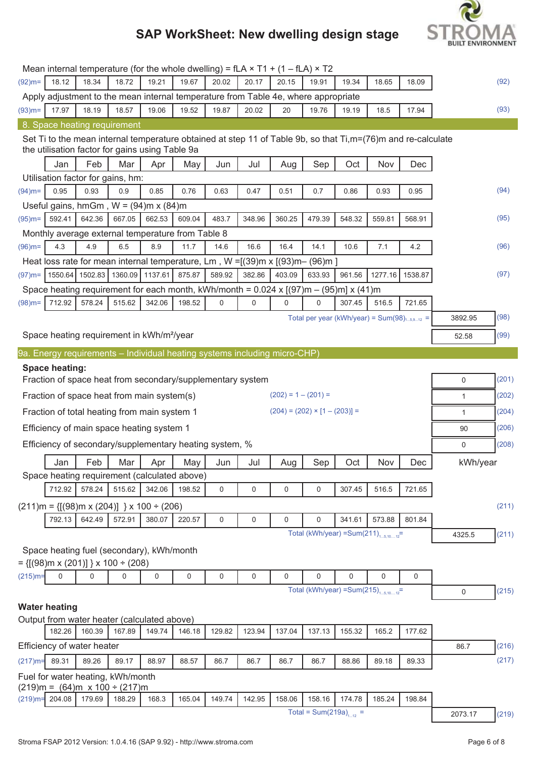Mean internal temperature (for the whole dwelling) = fLA × T1 + (1 – fLA) × T2

| (92)m= | 18.12 | 18.34 | 18.72 | 19.21 | 19.67 | 20.02 | 20.17 | 20.15 | 19.91 | 19.34 | 18.65 | 18.09 | (92) |
|---|---|---|---|---|---|---|---|---|---|---|---|---|---|

Apply adjustment to the mean internal temperature from Table 4e, where appropriate

| (93)m= | 17.97 | 18.19 | 18.57 | 19.06 | 19.52 | 19.87 | 20.02 | 20 | 19.76 | 19.19 | 18.5 | 17.94 | (93) |
|---|---|---|---|---|---|---|---|---|---|---|---|---|---|

## 8. Space heating requirement

Set Ti to the mean internal temperature obtained at step 11 of Table 9b, so that Ti,m=(76)m and re-calculate the utilisation factor for gains using Table 9a

| | Jan | Feb | Mar | Apr | May | Jun | Jul | Aug | Sep | Oct | Nov | Dec | | |
|---|---|---|---|---|---|---|---|---|---|---|---|---|---|---|
| **Utilisation factor for gains, hm:** | | | | | | | | | | | | | | |
| (94)m= | 0.95 | 0.93 | 0.9 | 0.85 | 0.76 | 0.63 | 0.47 | 0.51 | 0.7 | 0.86 | 0.93 | 0.95 | | (94) |
| **Useful gains, hmGm , W = (94)m x (84)m** | | | | | | | | | | | | | | |
| (95)m= | 592.41 | 642.36 | 667.05 | 662.53 | 609.04 | 483.7 | 348.96 | 360.25 | 479.39 | 548.32 | 559.81 | 568.91 | | (95) |
| **Monthly average external temperature from Table 8** | | | | | | | | | | | | | | |
| (96)m= | 4.3 | 4.9 | 6.5 | 8.9 | 11.7 | 14.6 | 16.6 | 16.4 | 14.1 | 10.6 | 7.1 | 4.2 | | (96) |
| **Heat loss rate for mean internal temperature, Lm , W =[(39)m x [(93)m– (96)m ]** | | | | | | | | | | | | | | |
| (97)m= | 1550.64 | 1502.83 | 1360.09 | 1137.61 | 875.87 | 589.92 | 382.86 | 403.09 | 633.93 | 961.56 | 1277.16 | 1538.87 | | (97) |
| **Space heating requirement for each month, kWh/month = 0.024 x [(97)m – (95)m] x (41)m** | | | | | | | | | | | | | | |
| (98)m= | 712.92 | 578.24 | 515.62 | 342.06 | 198.52 | 0 | 0 | 0 | 0 | 307.45 | 516.5 | 721.65 | | |
| | | | | | | | | | Total per year (kWh/year) = Sum(98)1...5,9...12 = | | | | 3892.95 | (98) |

Space heating requirement in kWh/m²/year: 52.58 (99)

## 9a. Energy requirements – Individual heating systems including micro-CHP)

**Space heating:**

| | | | |
|---|---|---|---|
| Fraction of space heat from secondary/supplementary system | | 0 | (201) |
| Fraction of space heat from main system(s) | (202) = 1 – (201) = | 1 | (202) |
| Fraction of total heating from main system 1 | (204) = (202) × [1 – (203)] = | 1 | (204) |
| Efficiency of main space heating system 1 | | 90 | (206) |
| Efficiency of secondary/supplementary heating system, % | | 0 | (208) |

| | Jan | Feb | Mar | Apr | May | Jun | Jul | Aug | Sep | Oct | Nov | Dec | kWh/year | |
|---|---|---|---|---|---|---|---|---|---|---|---|---|---|---|
| **Space heating requirement (calculated above)** | | | | | | | | | | | | | | |
| | 712.92 | 578.24 | 515.62 | 342.06 | 198.52 | 0 | 0 | 0 | 0 | 307.45 | 516.5 | 721.65 | | |
| **(211)m = {[(98)m x (204)] } x 100 ÷ (206)** | | | | | | | | | | | | | | (211) |
| | 792.13 | 642.49 | 572.91 | 380.07 | 220.57 | 0 | 0 | 0 | 0 | 341.61 | 573.88 | 801.84 | | |
| | | | | | | | | | Total (kWh/year) =Sum(211)1...5,10...12= | | | | 4325.5 | (211) |
| **Space heating fuel (secondary), kWh/month = {[(98)m x (201)] } x 100 ÷ (208)** | | | | | | | | | | | | | | |
| (215)m= | 0 | 0 | 0 | 0 | 0 | 0 | 0 | 0 | 0 | 0 | 0 | 0 | | |
| | | | | | | | | | Total (kWh/year) =Sum(215)1...5,10...12= | | | | 0 | (215) |

**Water heating**

| | Jan | Feb | Mar | Apr | May | Jun | Jul | Aug | Sep | Oct | Nov | Dec | | |
|---|---|---|---|---|---|---|---|---|---|---|---|---|---|---|
| **Output from water heater (calculated above)** | | | | | | | | | | | | | | |
| | 182.26 | 160.39 | 167.89 | 149.74 | 146.18 | 129.82 | 123.94 | 137.04 | 137.13 | 155.32 | 165.2 | 177.62 | | |
| **Efficiency of water heater** | | | | | | | | | | | | | 86.7 | (216) |
| (217)m= | 89.31 | 89.26 | 89.17 | 88.97 | 88.57 | 86.7 | 86.7 | 86.7 | 86.7 | 88.86 | 89.18 | 89.33 | | (217) |
| **Fuel for water heating, kWh/month (219)m = (64)m x 100 ÷ (217)m** | | | | | | | | | | | | | | |
| (219)m= | 204.08 | 179.69 | 188.29 | 168.3 | 165.04 | 149.74 | 142.95 | 158.06 | 158.16 | 174.78 | 185.24 | 198.84 | | |
| | | | | | | | | | Total = Sum(219a)1...12 = | | | | 2073.17 | (219) |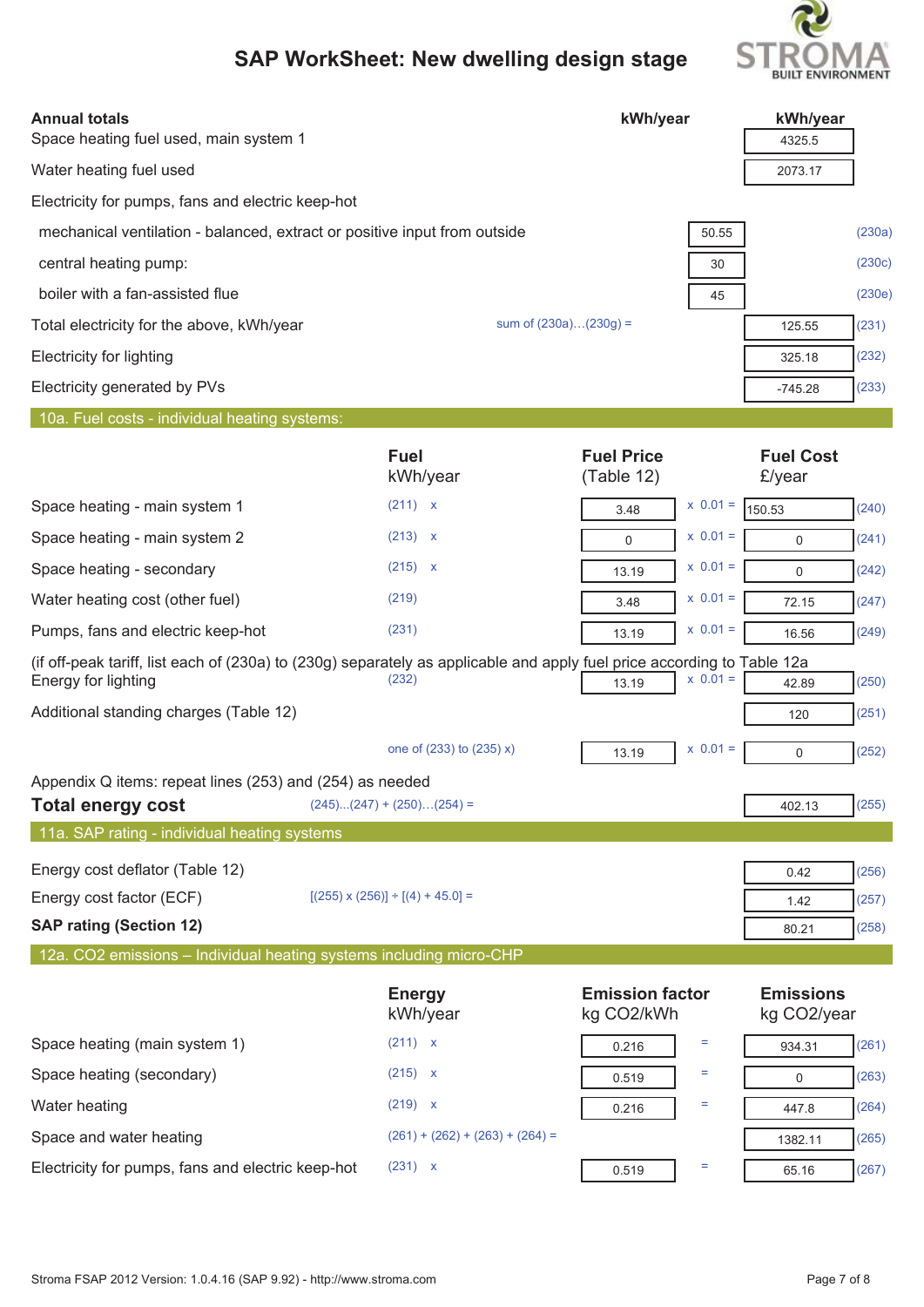# SAP WorkSheet: New dwelling design stage

| Annual totals | | kWh/year | kWh/year | |
|---|---|---|---|---|
| Space heating fuel used, main system 1 | | | 4325.5 | |
| Water heating fuel used | | | 2073.17 | |
| Electricity for pumps, fans and electric keep-hot | | | | |
| mechanical ventilation - balanced, extract or positive input from outside | | 50.55 | | (230a) |
| central heating pump: | | 30 | | (230c) |
| boiler with a fan-assisted flue | | 45 | | (230e) |
| Total electricity for the above, kWh/year | sum of (230a)…(230g) = | | 125.55 | (231) |
| Electricity for lighting | | | 325.18 | (232) |
| Electricity generated by PVs | | | -745.28 | (233) |

## 10a. Fuel costs - individual heating systems:

| | Fuel kWh/year | Fuel Price (Table 12) | | Fuel Cost £/year | |
|---|---|---|---|---|---|
| Space heating - main system 1 | (211) x | 3.48 | x 0.01 = | 150.53 | (240) |
| Space heating - main system 2 | (213) x | 0 | x 0.01 = | 0 | (241) |
| Space heating - secondary | (215) x | 13.19 | x 0.01 = | 0 | (242) |
| Water heating cost (other fuel) | (219) | 3.48 | x 0.01 = | 72.15 | (247) |
| Pumps, fans and electric keep-hot | (231) | 13.19 | x 0.01 = | 16.56 | (249) |

(if off-peak tariff, list each of (230a) to (230g) separately as applicable and apply fuel price according to Table 12a

| | | | | | |
|---|---|---|---|---|---|
| Energy for lighting | (232) | 13.19 | x 0.01 = | 42.89 | (250) |
| Additional standing charges (Table 12) | | | | 120 | (251) |
| | one of (233) to (235) x) | 13.19 | x 0.01 = | 0 | (252) |

Appendix Q items: repeat lines (253) and (254) as needed

| | | | |
|---|---|---|---|
| **Total energy cost** | (245)...(247) + (250)...(254) = | 402.13 | (255) |

## 11a. SAP rating - individual heating systems

| | | | |
|---|---|---|---|
| Energy cost deflator (Table 12) | | 0.42 | (256) |
| Energy cost factor (ECF) | [(255) x (256)] ÷ [(4) + 45.0] = | 1.42 | (257) |
| **SAP rating (Section 12)** | | 80.21 | (258) |

## 12a. $CO_2$ emissions – Individual heating systems including micro-CHP

| | Energy kWh/year | Emission factor kg CO2/kWh | | Emissions kg CO2/year | |
|---|---|---|---|---|---|
| Space heating (main system 1) | (211) x | 0.216 | = | 934.31 | (261) |
| Space heating (secondary) | (215) x | 0.519 | = | 0 | (263) |
| Water heating | (219) x | 0.216 | = | 447.8 | (264) |
| Space and water heating | (261) + (262) + (263) + (264) = | | | 1382.11 | (265) |
| Electricity for pumps, fans and electric keep-hot | (231) x | 0.519 | = | 65.16 | (267) |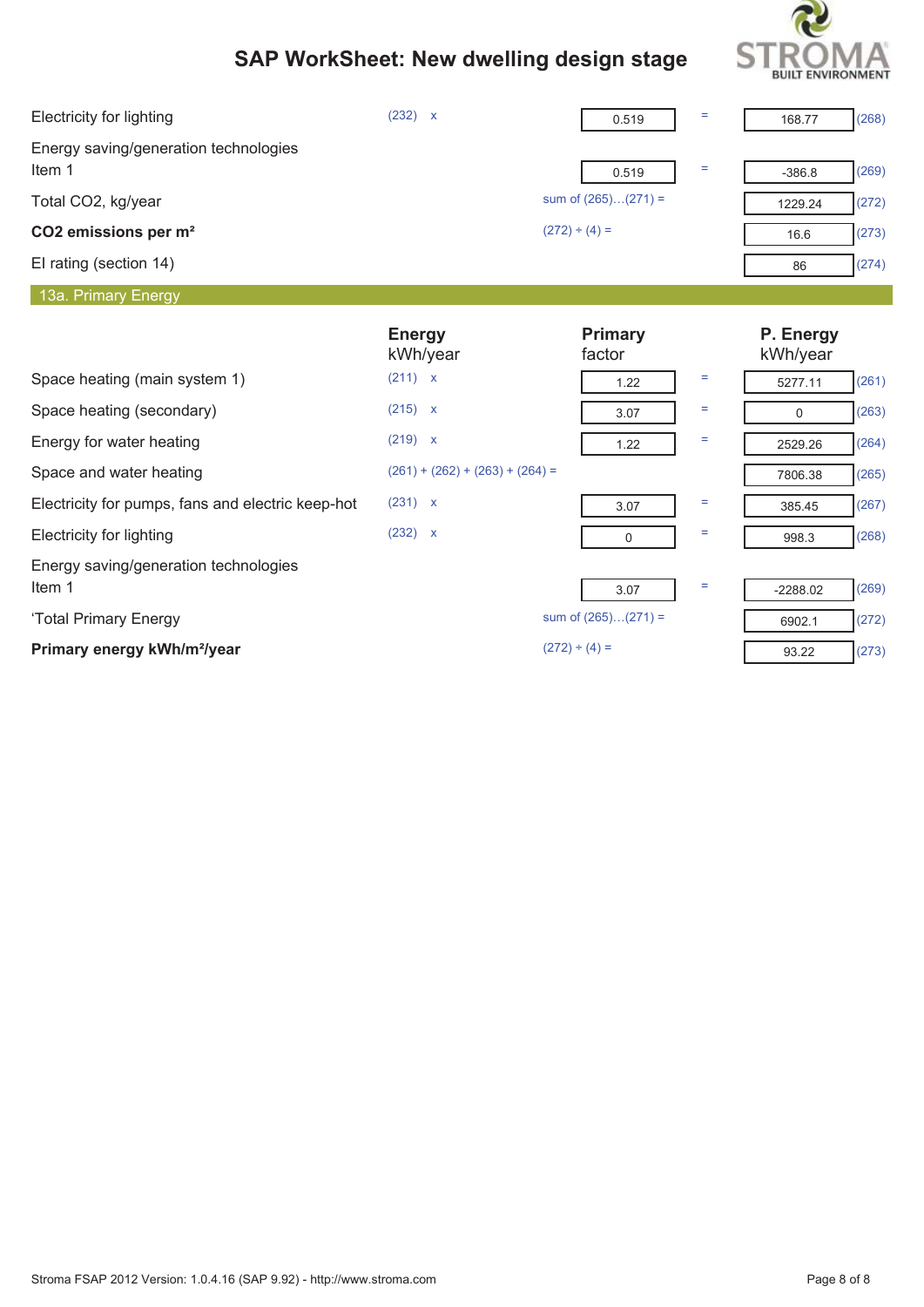# SAP WorkSheet: New dwelling design stage

| | | | | | |
|---|---|---|---|---|---|
| Electricity for lighting | (232) x | 0.519 | = | 168.77 | (268) |
| Energy saving/generation technologies<br>Item 1 | | 0.519 | = | -386.8 | (269) |
| Total $CO_2$, kg/year | | sum of (265)…(271) = | | 1229.24 | (272) |
| **$CO_2$ emissions per m²** | | (272) ÷ (4) = | | 16.6 | (273) |
| EI rating (section 14) | | | | 86 | (274) |

## 13a. Primary Energy

| | Energy kWh/year | Primary factor | | P. Energy kWh/year | |
|---|---|---|---|---|---|
| Space heating (main system 1) | (211) x | 1.22 | = | 5277.11 | (261) |
| Space heating (secondary) | (215) x | 3.07 | = | 0 | (263) |
| Energy for water heating | (219) x | 1.22 | = | 2529.26 | (264) |
| Space and water heating | (261) + (262) + (263) + (264) = | | | 7806.38 | (265) |
| Electricity for pumps, fans and electric keep-hot | (231) x | 3.07 | = | 385.45 | (267) |
| Electricity for lighting | (232) x | 0 | = | 998.3 | (268) |
| Energy saving/generation technologies<br>Item 1 | | 3.07 | = | -2288.02 | (269) |
| ‘Total Primary Energy | | sum of (265)…(271) = | | 6902.1 | (272) |
| **Primary energy kWh/m²/year** | | (272) ÷ (4) = | | 93.22 | (273) |

Stroma FSAP 2012 Version: 1.0.4.16 (SAP 9.92) - http://www.stroma.com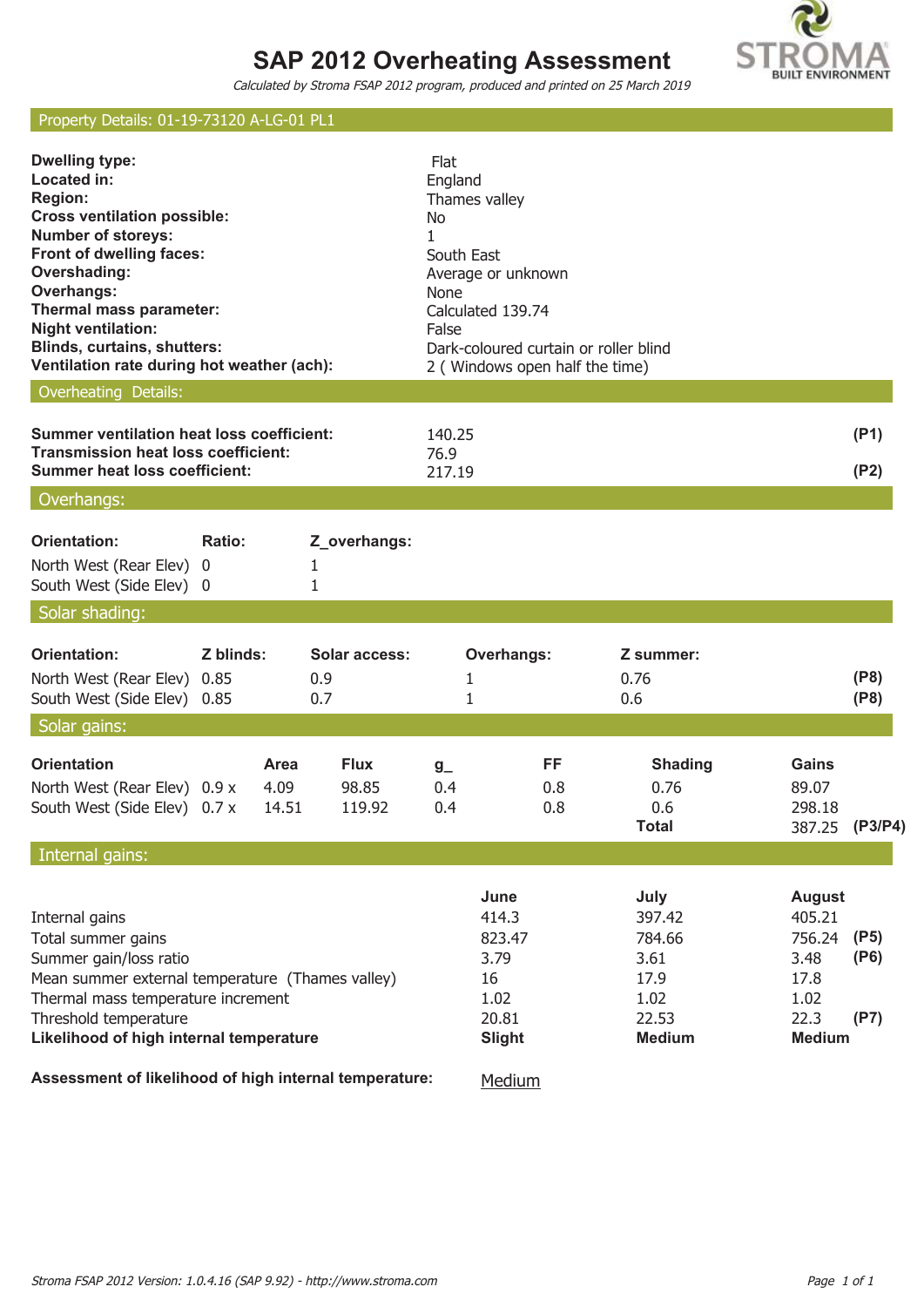# SAP 2012 Overheating Assessment

*Calculated by Stroma FSAP 2012 program, produced and printed on 25 March 2019*

## Property Details: 01-19-73120 A-LG-01 PL1

| | |
|---|---|
| **Dwelling type:** | Flat |
| **Located in:** | England |
| **Region:** | Thames valley |
| **Cross ventilation possible:** | No |
| **Number of storeys:** | 1 |
| **Front of dwelling faces:** | South East |
| **Overshading:** | Average or unknown |
| **Overhangs:** | None |
| **Thermal mass parameter:** | Calculated 139.74 |
| **Night ventilation:** | False |
| **Blinds, curtains, shutters:** | Dark-coloured curtain or roller blind |
| **Ventilation rate during hot weather (ach):** | 2 ( Windows open half the time) |

## Overheating Details:

| | | |
|---|---|---|
| **Summer ventilation heat loss coefficient:** | 140.25 | **(P1)** |
| **Transmission heat loss coefficient:** | 76.9 | |
| **Summer heat loss coefficient:** | 217.19 | **(P2)** |

## Overhangs:

| **Orientation:** | **Ratio:** | **Z_overhangs:** |
|---|---|---|
| North West (Rear Elev) | 0 | 1 |
| South West (Side Elev) | 0 | 1 |

## Solar shading:

| **Orientation:** | **Z blinds:** | **Solar access:** | **Overhangs:** | **Z summer:** | |
|---|---|---|---|---|---|
| North West (Rear Elev) | 0.85 | 0.9 | 1 | 0.76 | **(P8)** |
| South West (Side Elev) | 0.85 | 0.7 | 1 | 0.6 | **(P8)** |

## Solar gains:

| **Orientation** | | **Area** | **Flux** | **g_** | **FF** | **Shading** | **Gains** | |
|---|---|---|---|---|---|---|---|---|
| North West (Rear Elev) | 0.9 x | 4.09 | 98.85 | 0.4 | 0.8 | 0.76 | 89.07 | |
| South West (Side Elev) | 0.7 x | 14.51 | 119.92 | 0.4 | 0.8 | 0.6 | 298.18 | |
| | | | | | | **Total** | 387.25 | **(P3/P4)** |

## Internal gains:

| | **June** | **July** | **August** | |
|---|---|---|---|---|
| Internal gains | 414.3 | 397.42 | 405.21 | |
| Total summer gains | 823.47 | 784.66 | 756.24 | **(P5)** |
| Summer gain/loss ratio | 3.79 | 3.61 | 3.48 | **(P6)** |
| Mean summer external temperature (Thames valley) | 16 | 17.9 | 17.8 | |
| Thermal mass temperature increment | 1.02 | 1.02 | 1.02 | |
| Threshold temperature | 20.81 | 22.53 | 22.3 | **(P7)** |
| **Likelihood of high internal temperature** | **Slight** | **Medium** | **Medium** | |

**Assessment of likelihood of high internal temperature:** Medium